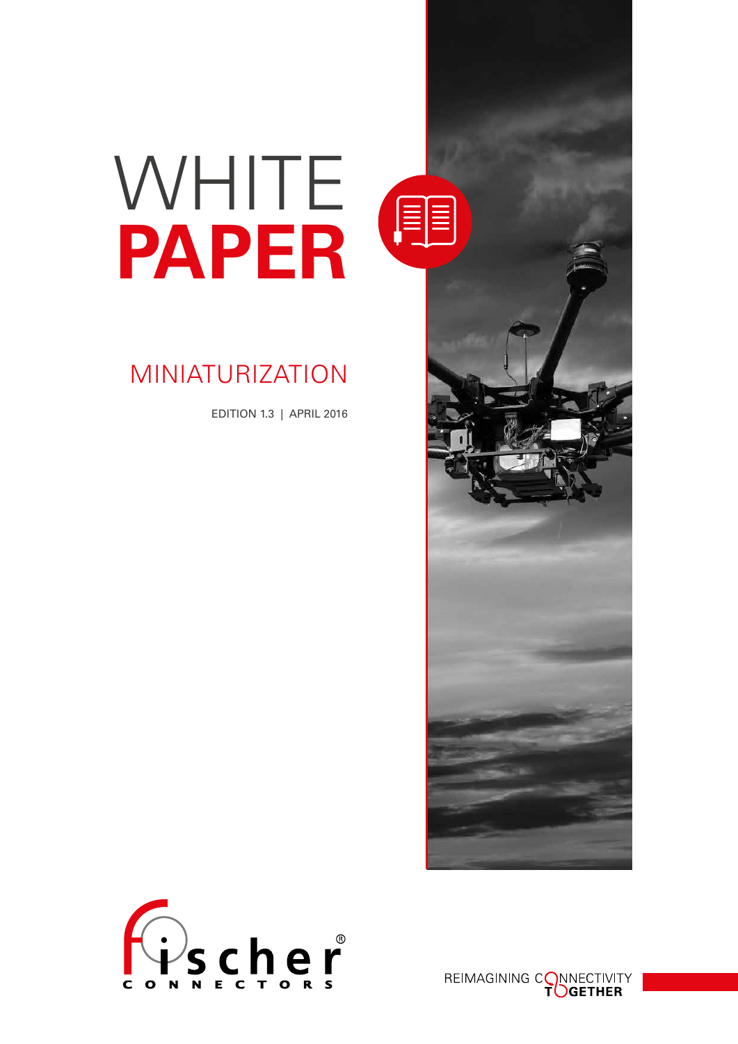# WHITE PAPER

## MINIATURIZATION

EDITION 1.3 | APRIL 2016

fischer® CONNECTORS

REIMAGINING CONNECTIVITY TOGETHER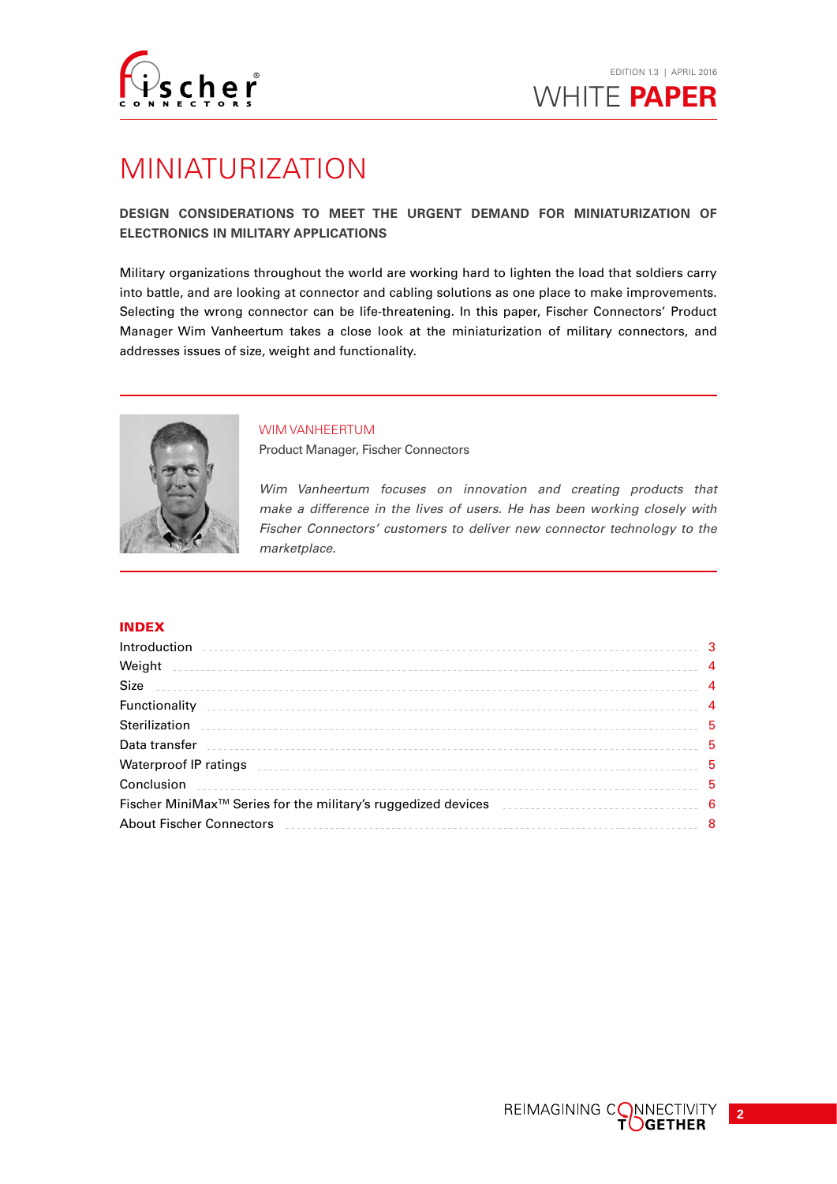# MINIATURIZATION

**DESIGN CONSIDERATIONS TO MEET THE URGENT DEMAND FOR MINIATURIZATION OF ELECTRONICS IN MILITARY APPLICATIONS**

Military organizations throughout the world are working hard to lighten the load that soldiers carry into battle, and are looking at connector and cabling solutions as one place to make improvements. Selecting the wrong connector can be life-threatening. In this paper, Fischer Connectors' Product Manager Wim Vanheertum takes a close look at the miniaturization of military connectors, and addresses issues of size, weight and functionality.

WIM VANHEERTUM

Product Manager, Fischer Connectors

*Wim Vanheertum focuses on innovation and creating products that make a difference in the lives of users. He has been working closely with Fischer Connectors' customers to deliver new connector technology to the marketplace.*

## INDEX

| | |
|---|---|
| Introduction | 3 |
| Weight | 4 |
| Size | 4 |
| Functionality | 4 |
| Sterilization | 5 |
| Data transfer | 5 |
| Waterproof IP ratings | 5 |
| Conclusion | 5 |
| Fischer MiniMax™ Series for the military's ruggedized devices | 6 |
| About Fischer Connectors | 8 |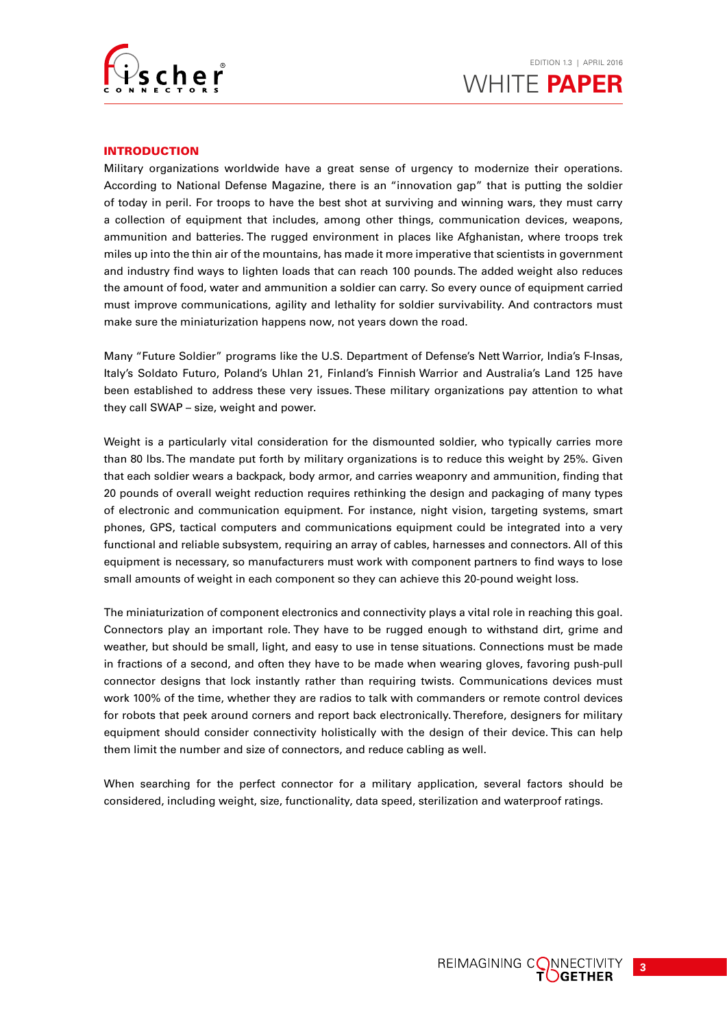## INTRODUCTION

Military organizations worldwide have a great sense of urgency to modernize their operations. According to National Defense Magazine, there is an "innovation gap" that is putting the soldier of today in peril. For troops to have the best shot at surviving and winning wars, they must carry a collection of equipment that includes, among other things, communication devices, weapons, ammunition and batteries. The rugged environment in places like Afghanistan, where troops trek miles up into the thin air of the mountains, has made it more imperative that scientists in government and industry find ways to lighten loads that can reach 100 pounds. The added weight also reduces the amount of food, water and ammunition a soldier can carry. So every ounce of equipment carried must improve communications, agility and lethality for soldier survivability. And contractors must make sure the miniaturization happens now, not years down the road.

Many "Future Soldier" programs like the U.S. Department of Defense's Nett Warrior, India's F-Insas, Italy's Soldato Futuro, Poland's Uhlan 21, Finland's Finnish Warrior and Australia's Land 125 have been established to address these very issues. These military organizations pay attention to what they call SWAP – size, weight and power.

Weight is a particularly vital consideration for the dismounted soldier, who typically carries more than 80 lbs. The mandate put forth by military organizations is to reduce this weight by 25%. Given that each soldier wears a backpack, body armor, and carries weaponry and ammunition, finding that 20 pounds of overall weight reduction requires rethinking the design and packaging of many types of electronic and communication equipment. For instance, night vision, targeting systems, smart phones, GPS, tactical computers and communications equipment could be integrated into a very functional and reliable subsystem, requiring an array of cables, harnesses and connectors. All of this equipment is necessary, so manufacturers must work with component partners to find ways to lose small amounts of weight in each component so they can achieve this 20-pound weight loss.

The miniaturization of component electronics and connectivity plays a vital role in reaching this goal. Connectors play an important role. They have to be rugged enough to withstand dirt, grime and weather, but should be small, light, and easy to use in tense situations. Connections must be made in fractions of a second, and often they have to be made when wearing gloves, favoring push-pull connector designs that lock instantly rather than requiring twists. Communications devices must work 100% of the time, whether they are radios to talk with commanders or remote control devices for robots that peek around corners and report back electronically. Therefore, designers for military equipment should consider connectivity holistically with the design of their device. This can help them limit the number and size of connectors, and reduce cabling as well.

When searching for the perfect connector for a military application, several factors should be considered, including weight, size, functionality, data speed, sterilization and waterproof ratings.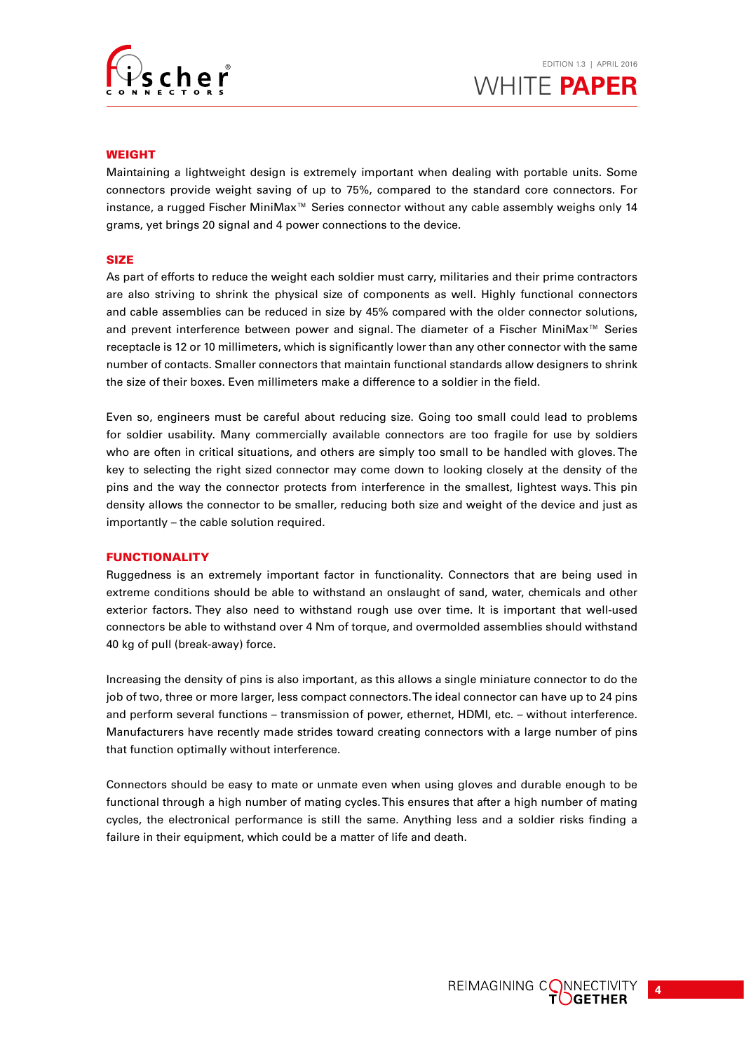## WEIGHT

Maintaining a lightweight design is extremely important when dealing with portable units. Some connectors provide weight saving of up to 75%, compared to the standard core connectors. For instance, a rugged Fischer MiniMax™ Series connector without any cable assembly weighs only 14 grams, yet brings 20 signal and 4 power connections to the device.

## SIZE

As part of efforts to reduce the weight each soldier must carry, militaries and their prime contractors are also striving to shrink the physical size of components as well. Highly functional connectors and cable assemblies can be reduced in size by 45% compared with the older connector solutions, and prevent interference between power and signal. The diameter of a Fischer MiniMax™ Series receptacle is 12 or 10 millimeters, which is significantly lower than any other connector with the same number of contacts. Smaller connectors that maintain functional standards allow designers to shrink the size of their boxes. Even millimeters make a difference to a soldier in the field.

Even so, engineers must be careful about reducing size. Going too small could lead to problems for soldier usability. Many commercially available connectors are too fragile for use by soldiers who are often in critical situations, and others are simply too small to be handled with gloves. The key to selecting the right sized connector may come down to looking closely at the density of the pins and the way the connector protects from interference in the smallest, lightest ways. This pin density allows the connector to be smaller, reducing both size and weight of the device and just as importantly – the cable solution required.

## FUNCTIONALITY

Ruggedness is an extremely important factor in functionality. Connectors that are being used in extreme conditions should be able to withstand an onslaught of sand, water, chemicals and other exterior factors. They also need to withstand rough use over time. It is important that well-used connectors be able to withstand over 4 Nm of torque, and overmolded assemblies should withstand 40 kg of pull (break-away) force.

Increasing the density of pins is also important, as this allows a single miniature connector to do the job of two, three or more larger, less compact connectors. The ideal connector can have up to 24 pins and perform several functions – transmission of power, ethernet, HDMI, etc. – without interference. Manufacturers have recently made strides toward creating connectors with a large number of pins that function optimally without interference.

Connectors should be easy to mate or unmate even when using gloves and durable enough to be functional through a high number of mating cycles. This ensures that after a high number of mating cycles, the electronical performance is still the same. Anything less and a soldier risks finding a failure in their equipment, which could be a matter of life and death.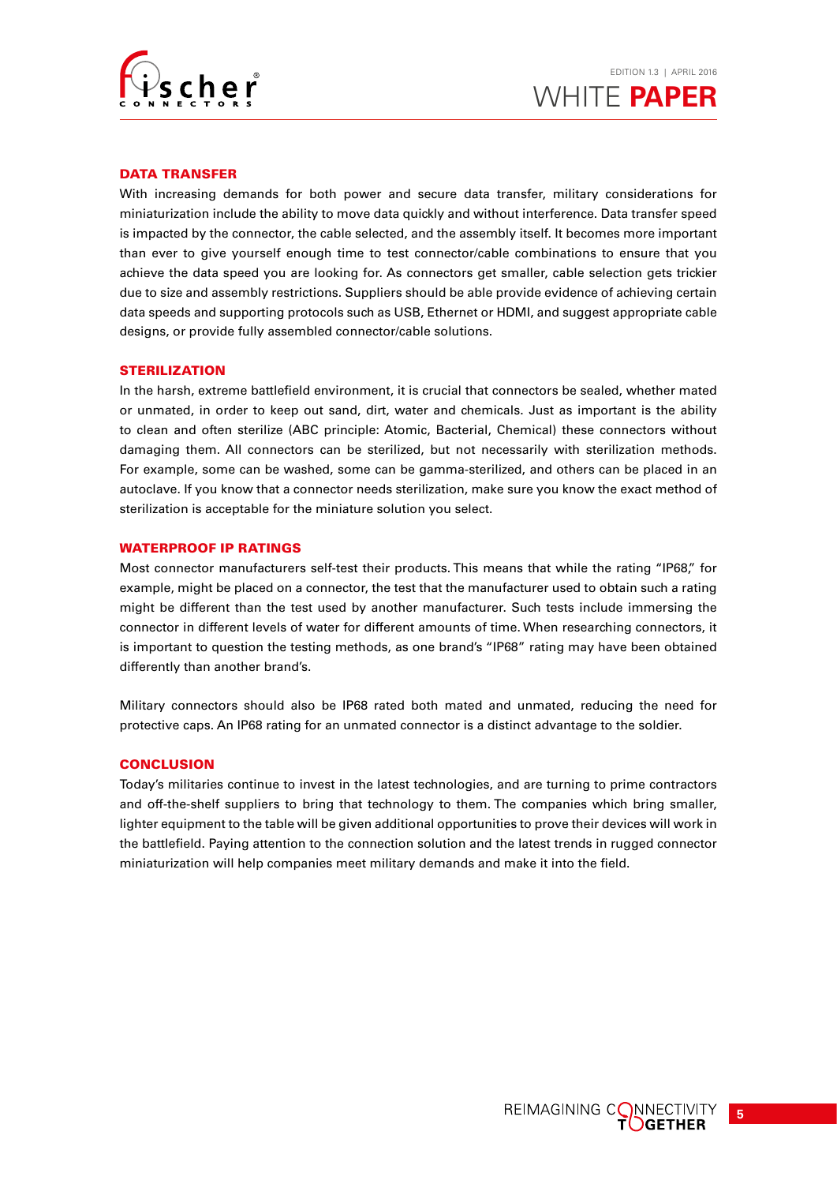## DATA TRANSFER

With increasing demands for both power and secure data transfer, military considerations for miniaturization include the ability to move data quickly and without interference. Data transfer speed is impacted by the connector, the cable selected, and the assembly itself. It becomes more important than ever to give yourself enough time to test connector/cable combinations to ensure that you achieve the data speed you are looking for. As connectors get smaller, cable selection gets trickier due to size and assembly restrictions. Suppliers should be able provide evidence of achieving certain data speeds and supporting protocols such as USB, Ethernet or HDMI, and suggest appropriate cable designs, or provide fully assembled connector/cable solutions.

## STERILIZATION

In the harsh, extreme battlefield environment, it is crucial that connectors be sealed, whether mated or unmated, in order to keep out sand, dirt, water and chemicals. Just as important is the ability to clean and often sterilize (ABC principle: Atomic, Bacterial, Chemical) these connectors without damaging them. All connectors can be sterilized, but not necessarily with sterilization methods. For example, some can be washed, some can be gamma-sterilized, and others can be placed in an autoclave. If you know that a connector needs sterilization, make sure you know the exact method of sterilization is acceptable for the miniature solution you select.

## WATERPROOF IP RATINGS

Most connector manufacturers self-test their products. This means that while the rating "IP68," for example, might be placed on a connector, the test that the manufacturer used to obtain such a rating might be different than the test used by another manufacturer. Such tests include immersing the connector in different levels of water for different amounts of time. When researching connectors, it is important to question the testing methods, as one brand's "IP68" rating may have been obtained differently than another brand's.

Military connectors should also be IP68 rated both mated and unmated, reducing the need for protective caps. An IP68 rating for an unmated connector is a distinct advantage to the soldier.

## CONCLUSION

Today's militaries continue to invest in the latest technologies, and are turning to prime contractors and off-the-shelf suppliers to bring that technology to them. The companies which bring smaller, lighter equipment to the table will be given additional opportunities to prove their devices will work in the battlefield. Paying attention to the connection solution and the latest trends in rugged connector miniaturization will help companies meet military demands and make it into the field.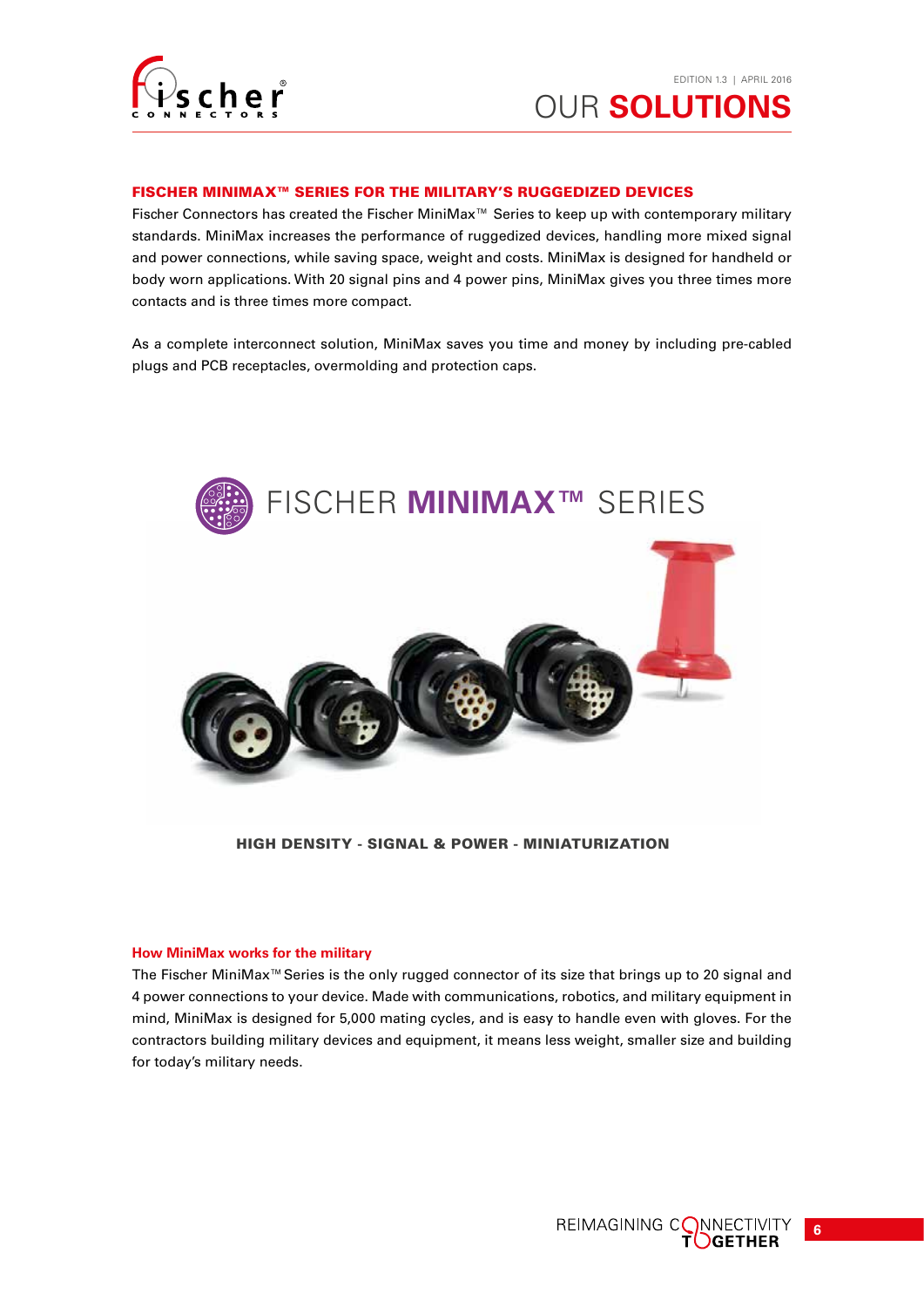## FISCHER MINIMAX™ SERIES FOR THE MILITARY'S RUGGEDIZED DEVICES

Fischer Connectors has created the Fischer MiniMax™ Series to keep up with contemporary military standards. MiniMax increases the performance of ruggedized devices, handling more mixed signal and power connections, while saving space, weight and costs. MiniMax is designed for handheld or body worn applications. With 20 signal pins and 4 power pins, MiniMax gives you three times more contacts and is three times more compact.

As a complete interconnect solution, MiniMax saves you time and money by including pre-cabled plugs and PCB receptacles, overmolding and protection caps.

FISCHER **MINIMAX™** SERIES

**HIGH DENSITY - SIGNAL & POWER - MINIATURIZATION**

### How MiniMax works for the military

The Fischer MiniMax™ Series is the only rugged connector of its size that brings up to 20 signal and 4 power connections to your device. Made with communications, robotics, and military equipment in mind, MiniMax is designed for 5,000 mating cycles, and is easy to handle even with gloves. For the contractors building military devices and equipment, it means less weight, smaller size and building for today's military needs.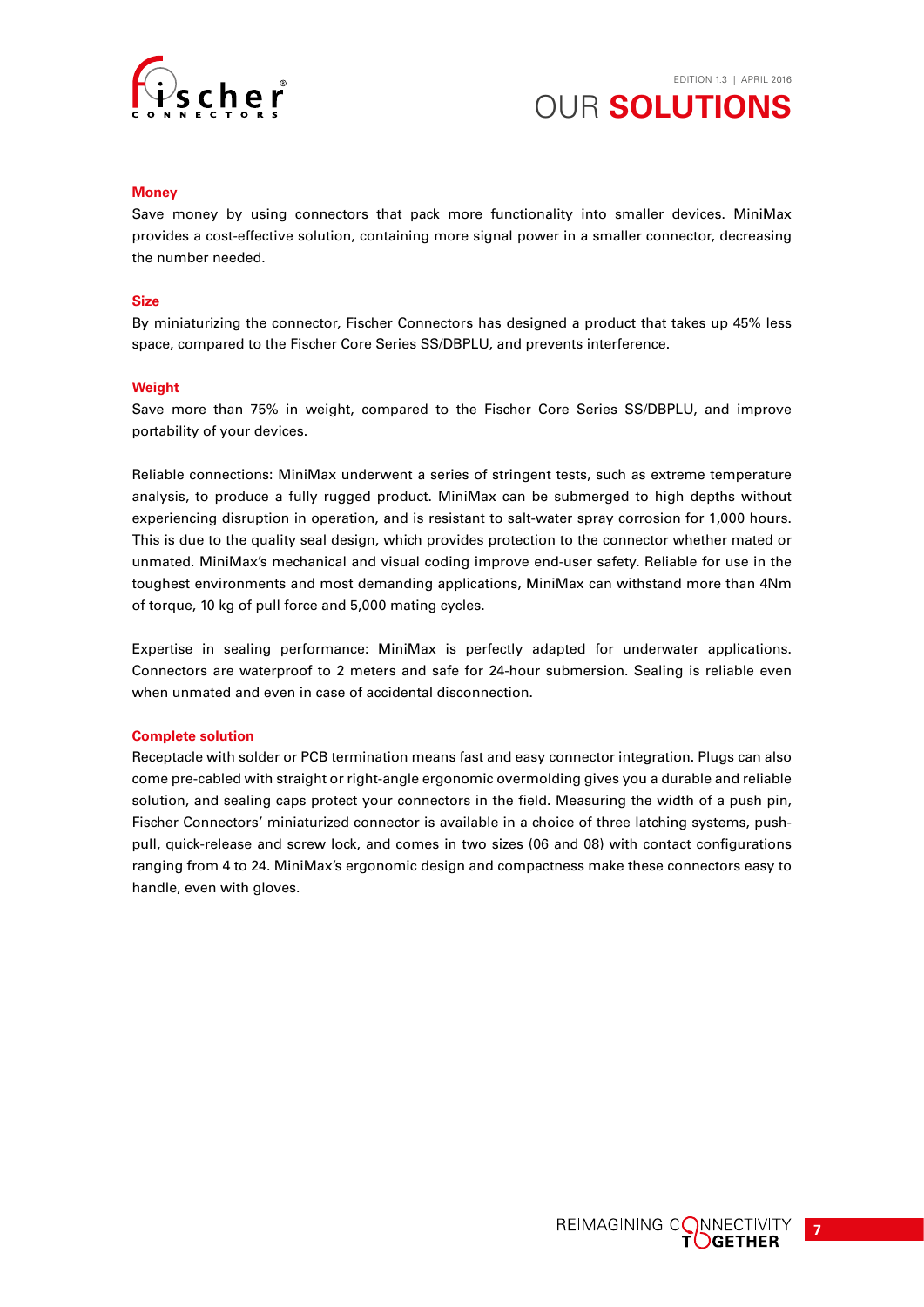### Money

Save money by using connectors that pack more functionality into smaller devices. MiniMax provides a cost-effective solution, containing more signal power in a smaller connector, decreasing the number needed.

### Size

By miniaturizing the connector, Fischer Connectors has designed a product that takes up 45% less space, compared to the Fischer Core Series SS/DBPLU, and prevents interference.

### Weight

Save more than 75% in weight, compared to the Fischer Core Series SS/DBPLU, and improve portability of your devices.

Reliable connections: MiniMax underwent a series of stringent tests, such as extreme temperature analysis, to produce a fully rugged product. MiniMax can be submerged to high depths without experiencing disruption in operation, and is resistant to salt-water spray corrosion for 1,000 hours. This is due to the quality seal design, which provides protection to the connector whether mated or unmated. MiniMax's mechanical and visual coding improve end-user safety. Reliable for use in the toughest environments and most demanding applications, MiniMax can withstand more than 4Nm of torque, 10 kg of pull force and 5,000 mating cycles.

Expertise in sealing performance: MiniMax is perfectly adapted for underwater applications. Connectors are waterproof to 2 meters and safe for 24-hour submersion. Sealing is reliable even when unmated and even in case of accidental disconnection.

### Complete solution

Receptacle with solder or PCB termination means fast and easy connector integration. Plugs can also come pre-cabled with straight or right-angle ergonomic overmolding gives you a durable and reliable solution, and sealing caps protect your connectors in the field. Measuring the width of a push pin, Fischer Connectors' miniaturized connector is available in a choice of three latching systems, push-pull, quick-release and screw lock, and comes in two sizes (06 and 08) with contact configurations ranging from 4 to 24. MiniMax's ergonomic design and compactness make these connectors easy to handle, even with gloves.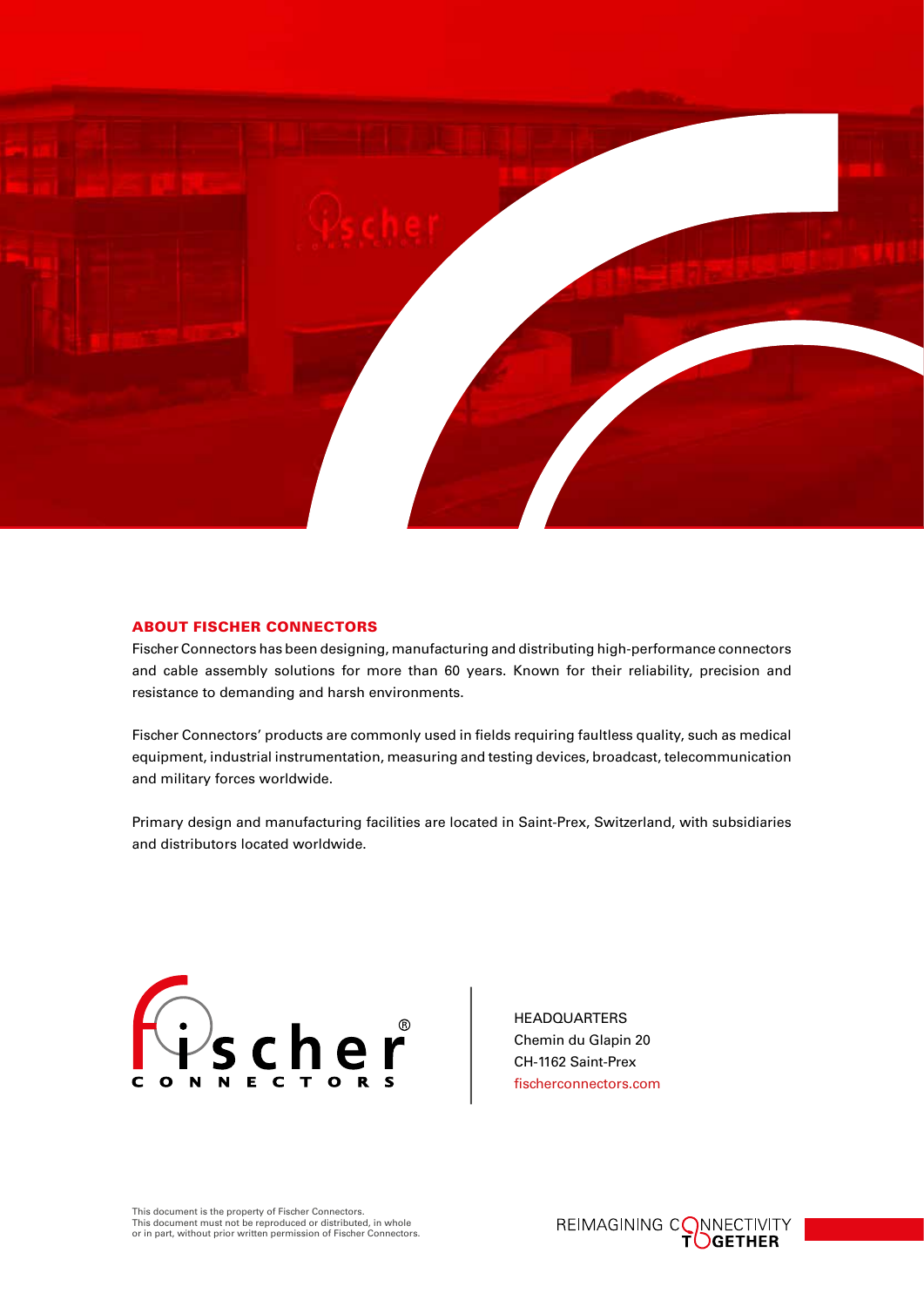## ABOUT FISCHER CONNECTORS

Fischer Connectors has been designing, manufacturing and distributing high-performance connectors and cable assembly solutions for more than 60 years. Known for their reliability, precision and resistance to demanding and harsh environments.

Fischer Connectors' products are commonly used in fields requiring faultless quality, such as medical equipment, industrial instrumentation, measuring and testing devices, broadcast, telecommunication and military forces worldwide.

Primary design and manufacturing facilities are located in Saint-Prex, Switzerland, with subsidiaries and distributors located worldwide.

fischer® CONNECTORS

HEADQUARTERS
Chemin du Glapin 20
CH-1162 Saint-Prex
fischerconnectors.com

This document is the property of Fischer Connectors.
This document must not be reproduced or distributed, in whole or in part, without prior written permission of Fischer Connectors.

REIMAGINING CONNECTIVITY TOGETHER